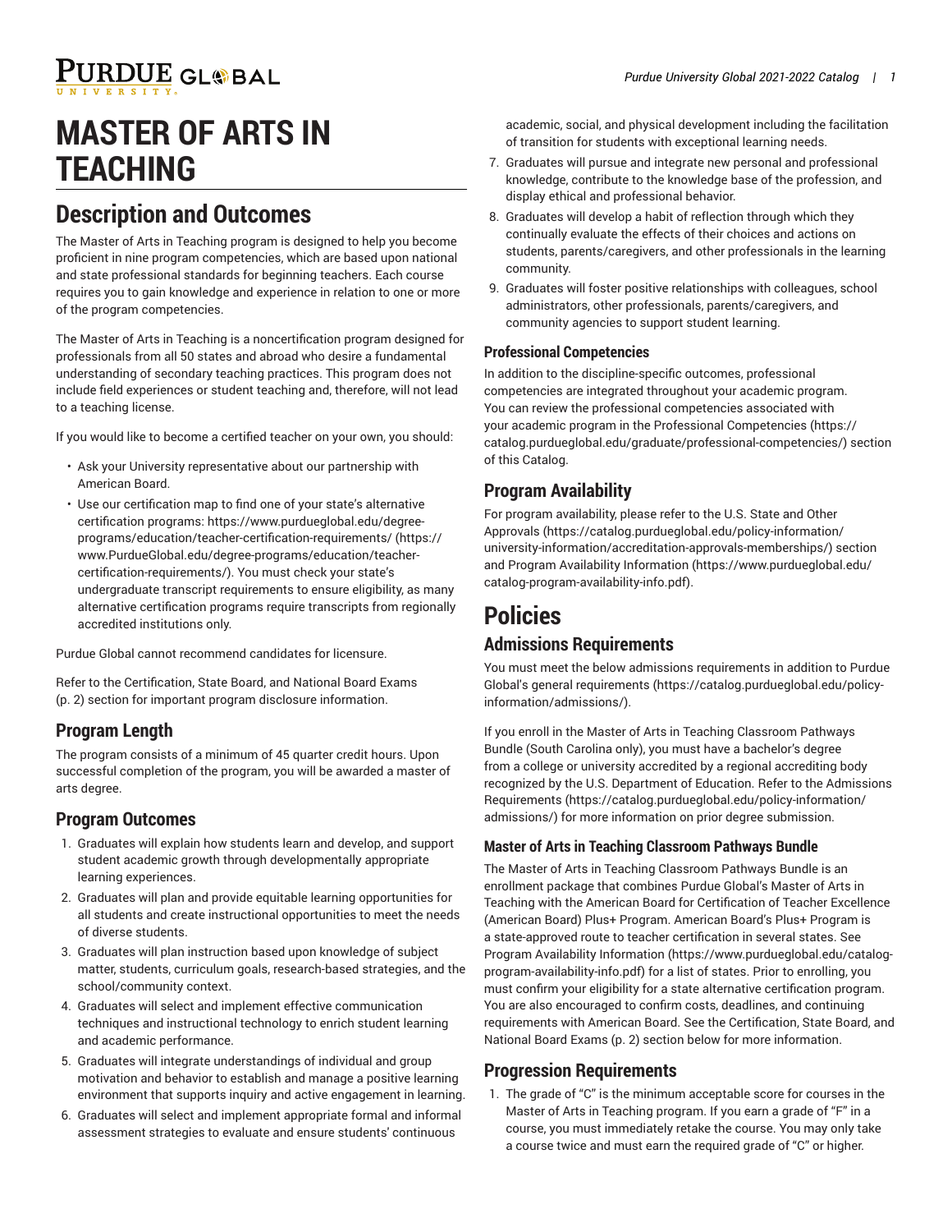# MASTER OF ARTS IN TEACHING

## Description and Outcomes

The Master of Arts in Teaching program is designed to help you become proficient in nine program competencies, which are based upon national and state professional standards for beginning teachers. Each course requires you to gain knowledge and experience in relation to one or more of the program competencies.

The Master of Arts in Teaching is a noncertification program designed for professionals from all 50 states and abroad who desire a fundamental understanding of secondary teaching practices. This program does not include field experiences or student teaching and, therefore, will not lead to a teaching license.

If you would like to become a certified teacher on your own, you should:

- Ask your University representative about our partnership with American Board.
- Use our certification map to find one of your state's alternative certification programs: https://www.purdueglobal.edu/degree-programs/education/teacher-certification-requirements/ (https://www.PurdueGlobal.edu/degree-programs/education/teacher-certification-requirements/). You must check your state's undergraduate transcript requirements to ensure eligibility, as many alternative certification programs require transcripts from regionally accredited institutions only.

Purdue Global cannot recommend candidates for licensure.

Refer to the Certification, State Board, and National Board Exams (p. 2) section for important program disclosure information.

### Program Length

The program consists of a minimum of 45 quarter credit hours. Upon successful completion of the program, you will be awarded a master of arts degree.

### Program Outcomes

1. Graduates will explain how students learn and develop, and support student academic growth through developmentally appropriate learning experiences.
2. Graduates will plan and provide equitable learning opportunities for all students and create instructional opportunities to meet the needs of diverse students.
3. Graduates will plan instruction based upon knowledge of subject matter, students, curriculum goals, research-based strategies, and the school/community context.
4. Graduates will select and implement effective communication techniques and instructional technology to enrich student learning and academic performance.
5. Graduates will integrate understandings of individual and group motivation and behavior to establish and manage a positive learning environment that supports inquiry and active engagement in learning.
6. Graduates will select and implement appropriate formal and informal assessment strategies to evaluate and ensure students' continuous academic, social, and physical development including the facilitation of transition for students with exceptional learning needs.
7. Graduates will pursue and integrate new personal and professional knowledge, contribute to the knowledge base of the profession, and display ethical and professional behavior.
8. Graduates will develop a habit of reflection through which they continually evaluate the effects of their choices and actions on students, parents/caregivers, and other professionals in the learning community.
9. Graduates will foster positive relationships with colleagues, school administrators, other professionals, parents/caregivers, and community agencies to support student learning.

#### Professional Competencies

In addition to the discipline-specific outcomes, professional competencies are integrated throughout your academic program. You can review the professional competencies associated with your academic program in the Professional Competencies (https://catalog.purdueglobal.edu/graduate/professional-competencies/) section of this Catalog.

### Program Availability

For program availability, please refer to the U.S. State and Other Approvals (https://catalog.purdueglobal.edu/policy-information/university-information/accreditation-approvals-memberships/) section and Program Availability Information (https://www.purdueglobal.edu/catalog-program-availability-info.pdf).

## Policies

### Admissions Requirements

You must meet the below admissions requirements in addition to Purdue Global's general requirements (https://catalog.purdueglobal.edu/policy-information/admissions/).

If you enroll in the Master of Arts in Teaching Classroom Pathways Bundle (South Carolina only), you must have a bachelor's degree from a college or university accredited by a regional accrediting body recognized by the U.S. Department of Education. Refer to the Admissions Requirements (https://catalog.purdueglobal.edu/policy-information/admissions/) for more information on prior degree submission.

#### Master of Arts in Teaching Classroom Pathways Bundle

The Master of Arts in Teaching Classroom Pathways Bundle is an enrollment package that combines Purdue Global's Master of Arts in Teaching with the American Board for Certification of Teacher Excellence (American Board) Plus+ Program. American Board's Plus+ Program is a state-approved route to teacher certification in several states. See Program Availability Information (https://www.purdueglobal.edu/catalog-program-availability-info.pdf) for a list of states. Prior to enrolling, you must confirm your eligibility for a state alternative certification program. You are also encouraged to confirm costs, deadlines, and continuing requirements with American Board. See the Certification, State Board, and National Board Exams (p. 2) section below for more information.

### Progression Requirements

1. The grade of "C" is the minimum acceptable score for courses in the Master of Arts in Teaching program. If you earn a grade of "F" in a course, you must immediately retake the course. You may only take a course twice and must earn the required grade of "C" or higher.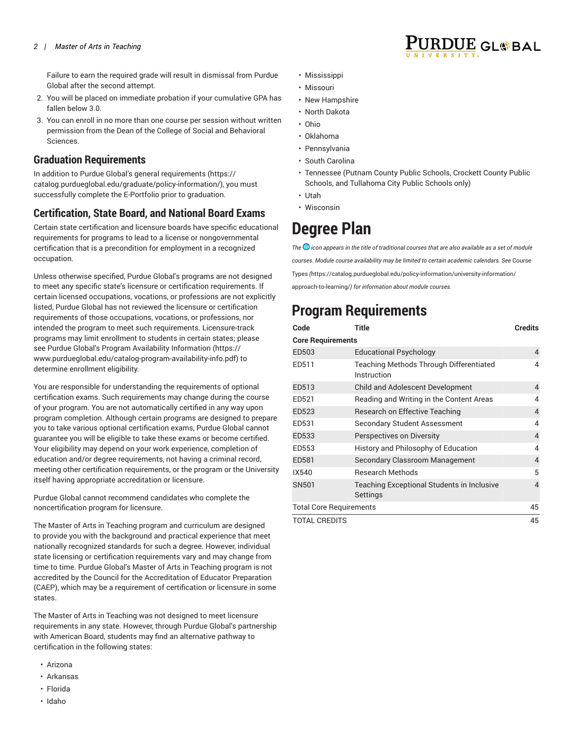Failure to earn the required grade will result in dismissal from Purdue Global after the second attempt.

2. You will be placed on immediate probation if your cumulative GPA has fallen below 3.0.
3. You can enroll in no more than one course per session without written permission from the Dean of the College of Social and Behavioral Sciences.

## Graduation Requirements

In addition to Purdue Global's general requirements (https://catalog.purdueglobal.edu/graduate/policy-information/), you must successfully complete the E-Portfolio prior to graduation.

## Certification, State Board, and National Board Exams

Certain state certification and licensure boards have specific educational requirements for programs to lead to a license or nongovernmental certification that is a precondition for employment in a recognized occupation.

Unless otherwise specified, Purdue Global's programs are not designed to meet any specific state's licensure or certification requirements. If certain licensed occupations, vocations, or professions are not explicitly listed, Purdue Global has not reviewed the licensure or certification requirements of those occupations, vocations, or professions, nor intended the program to meet such requirements. Licensure-track programs may limit enrollment to students in certain states; please see Purdue Global's Program Availability Information (https://www.purdueglobal.edu/catalog-program-availability-info.pdf) to determine enrollment eligibility.

You are responsible for understanding the requirements of optional certification exams. Such requirements may change during the course of your program. You are not automatically certified in any way upon program completion. Although certain programs are designed to prepare you to take various optional certification exams, Purdue Global cannot guarantee you will be eligible to take these exams or become certified. Your eligibility may depend on your work experience, completion of education and/or degree requirements, not having a criminal record, meeting other certification requirements, or the program or the University itself having appropriate accreditation or licensure.

Purdue Global cannot recommend candidates who complete the noncertification program for licensure.

The Master of Arts in Teaching program and curriculum are designed to provide you with the background and practical experience that meet nationally recognized standards for such a degree. However, individual state licensing or certification requirements vary and may change from time to time. Purdue Global's Master of Arts in Teaching program is not accredited by the Council for the Accreditation of Educator Preparation (CAEP), which may be a requirement of certification or licensure in some states.

The Master of Arts in Teaching was not designed to meet licensure requirements in any state. However, through Purdue Global's partnership with American Board, students may find an alternative pathway to certification in the following states:

- Arizona
- Arkansas
- Florida
- Idaho
- Mississippi
- Missouri
- New Hampshire
- North Dakota
- Ohio
- Oklahoma
- Pennsylvania
- South Carolina
- Tennessee (Putnam County Public Schools, Crockett County Public Schools, and Tullahoma City Public Schools only)
- Utah
- Wisconsin

# Degree Plan

*The icon appears in the title of traditional courses that are also available as a set of module courses. Module course availability may be limited to certain academic calendars. See* Course Types (https://catalog.purdueglobal.edu/policy-information/university-information/approach-to-learning/) *for information about module courses.*

# Program Requirements

| Code | Title | Credits |
|---|---|---|
| **Core Requirements** | | |
| ED503 | Educational Psychology | 4 |
| ED511 | Teaching Methods Through Differentiated Instruction | 4 |
| ED513 | Child and Adolescent Development | 4 |
| ED521 | Reading and Writing in the Content Areas | 4 |
| ED523 | Research on Effective Teaching | 4 |
| ED531 | Secondary Student Assessment | 4 |
| ED533 | Perspectives on Diversity | 4 |
| ED553 | History and Philosophy of Education | 4 |
| ED581 | Secondary Classroom Management | 4 |
| IX540 | Research Methods | 5 |
| SN501 | Teaching Exceptional Students in Inclusive Settings | 4 |
| Total Core Requirements | | 45 |
| TOTAL CREDITS | | 45 |